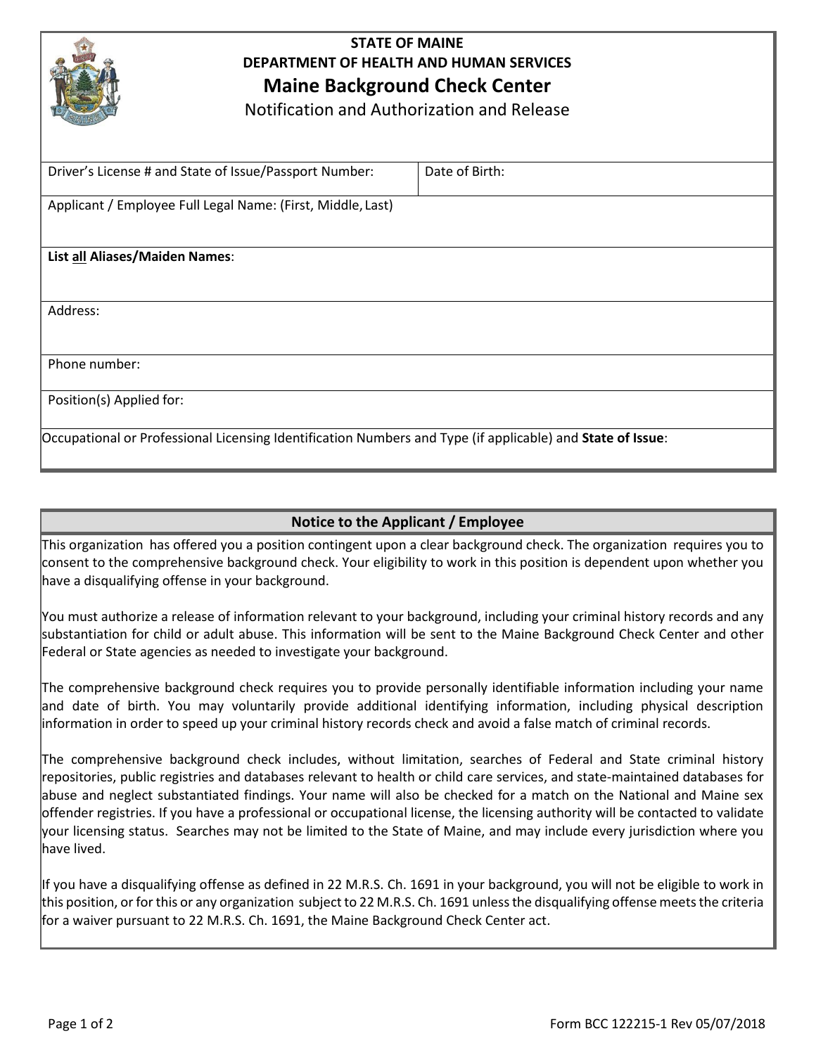**STATE OF MAINE**
**DEPARTMENT OF HEALTH AND HUMAN SERVICES**

# Maine Background Check Center

## Notification and Authorization and Release

| Driver's License # and State of Issue/Passport Number: | Date of Birth: |
|---|---|
| Applicant / Employee Full Legal Name: (First, Middle, Last) | |
| **List all Aliases/Maiden Names**: | |
| Address: | |
| Phone number: | |
| Position(s) Applied for: | |
| Occupational or Professional Licensing Identification Numbers and Type (if applicable) and **State of Issue**: | |

### Notice to the Applicant / Employee

This organization has offered you a position contingent upon a clear background check. The organization requires you to consent to the comprehensive background check. Your eligibility to work in this position is dependent upon whether you have a disqualifying offense in your background.

You must authorize a release of information relevant to your background, including your criminal history records and any substantiation for child or adult abuse. This information will be sent to the Maine Background Check Center and other Federal or State agencies as needed to investigate your background.

The comprehensive background check requires you to provide personally identifiable information including your name and date of birth. You may voluntarily provide additional identifying information, including physical description information in order to speed up your criminal history records check and avoid a false match of criminal records.

The comprehensive background check includes, without limitation, searches of Federal and State criminal history repositories, public registries and databases relevant to health or child care services, and state-maintained databases for abuse and neglect substantiated findings. Your name will also be checked for a match on the National and Maine sex offender registries. If you have a professional or occupational license, the licensing authority will be contacted to validate your licensing status. Searches may not be limited to the State of Maine, and may include every jurisdiction where you have lived.

If you have a disqualifying offense as defined in 22 M.R.S. Ch. 1691 in your background, you will not be eligible to work in this position, or for this or any organization subject to 22 M.R.S. Ch. 1691 unless the disqualifying offense meets the criteria for a waiver pursuant to 22 M.R.S. Ch. 1691, the Maine Background Check Center act.

Form BCC 122215-1 Rev 05/07/2018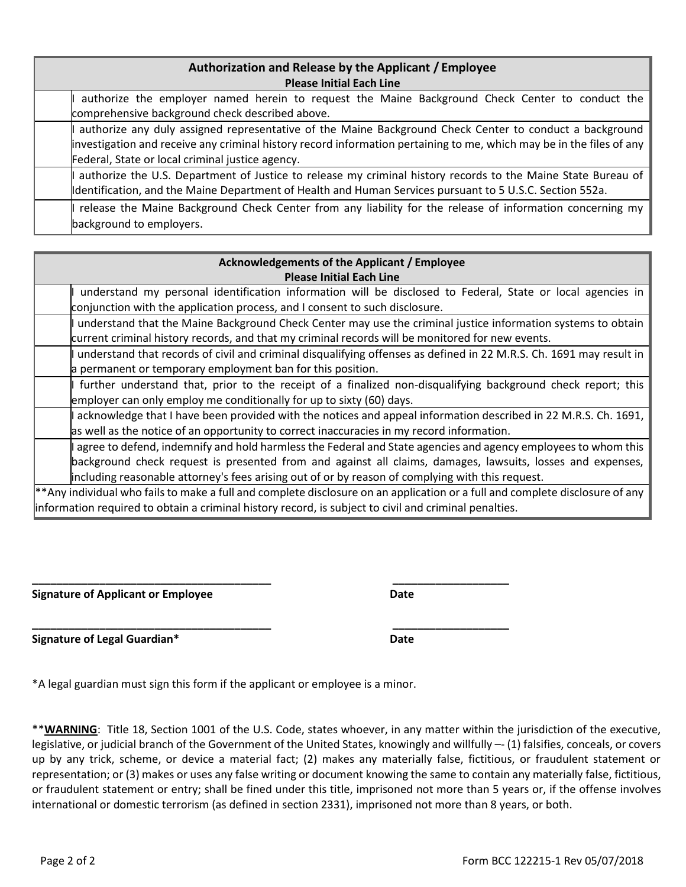| | Authorization and Release by the Applicant / Employee<br>Please Initial Each Line |
|---|---|
| | I authorize the employer named herein to request the Maine Background Check Center to conduct the comprehensive background check described above. |
| | I authorize any duly assigned representative of the Maine Background Check Center to conduct a background investigation and receive any criminal history record information pertaining to me, which may be in the files of any Federal, State or local criminal justice agency. |
| | I authorize the U.S. Department of Justice to release my criminal history records to the Maine State Bureau of Identification, and the Maine Department of Health and Human Services pursuant to 5 U.S.C. Section 552a. |
| | I release the Maine Background Check Center from any liability for the release of information concerning my background to employers. |

| | Acknowledgements of the Applicant / Employee<br>Please Initial Each Line |
|---|---|
| | I understand my personal identification information will be disclosed to Federal, State or local agencies in conjunction with the application process, and I consent to such disclosure. |
| | I understand that the Maine Background Check Center may use the criminal justice information systems to obtain current criminal history records, and that my criminal records will be monitored for new events. |
| | I understand that records of civil and criminal disqualifying offenses as defined in 22 M.R.S. Ch. 1691 may result in a permanent or temporary employment ban for this position. |
| | I further understand that, prior to the receipt of a finalized non-disqualifying background check report; this employer can only employ me conditionally for up to sixty (60) days. |
| | I acknowledge that I have been provided with the notices and appeal information described in 22 M.R.S. Ch. 1691, as well as the notice of an opportunity to correct inaccuracies in my record information. |
| | I agree to defend, indemnify and hold harmless the Federal and State agencies and agency employees to whom this background check request is presented from and against all claims, damages, lawsuits, losses and expenses, including reasonable attorney's fees arising out of or by reason of complying with this request. |
| **Any individual who fails to make a full and complete disclosure on an application or a full and complete disclosure of any information required to obtain a criminal history record, is subject to civil and criminal penalties. | |

______________________________________ ___________________

**Signature of Applicant or Employee** **Date**

______________________________________ ___________________

**Signature of Legal Guardian*** **Date**

*A legal guardian must sign this form if the applicant or employee is a minor.

****WARNING**: Title 18, Section 1001 of the U.S. Code, states whoever, in any matter within the jurisdiction of the executive, legislative, or judicial branch of the Government of the United States, knowingly and willfully –- (1) falsifies, conceals, or covers up by any trick, scheme, or device a material fact; (2) makes any materially false, fictitious, or fraudulent statement or representation; or (3) makes or uses any false writing or document knowing the same to contain any materially false, fictitious, or fraudulent statement or entry; shall be fined under this title, imprisoned not more than 5 years or, if the offense involves international or domestic terrorism (as defined in section 2331), imprisoned not more than 8 years, or both.

Form BCC 122215-1 Rev 05/07/2018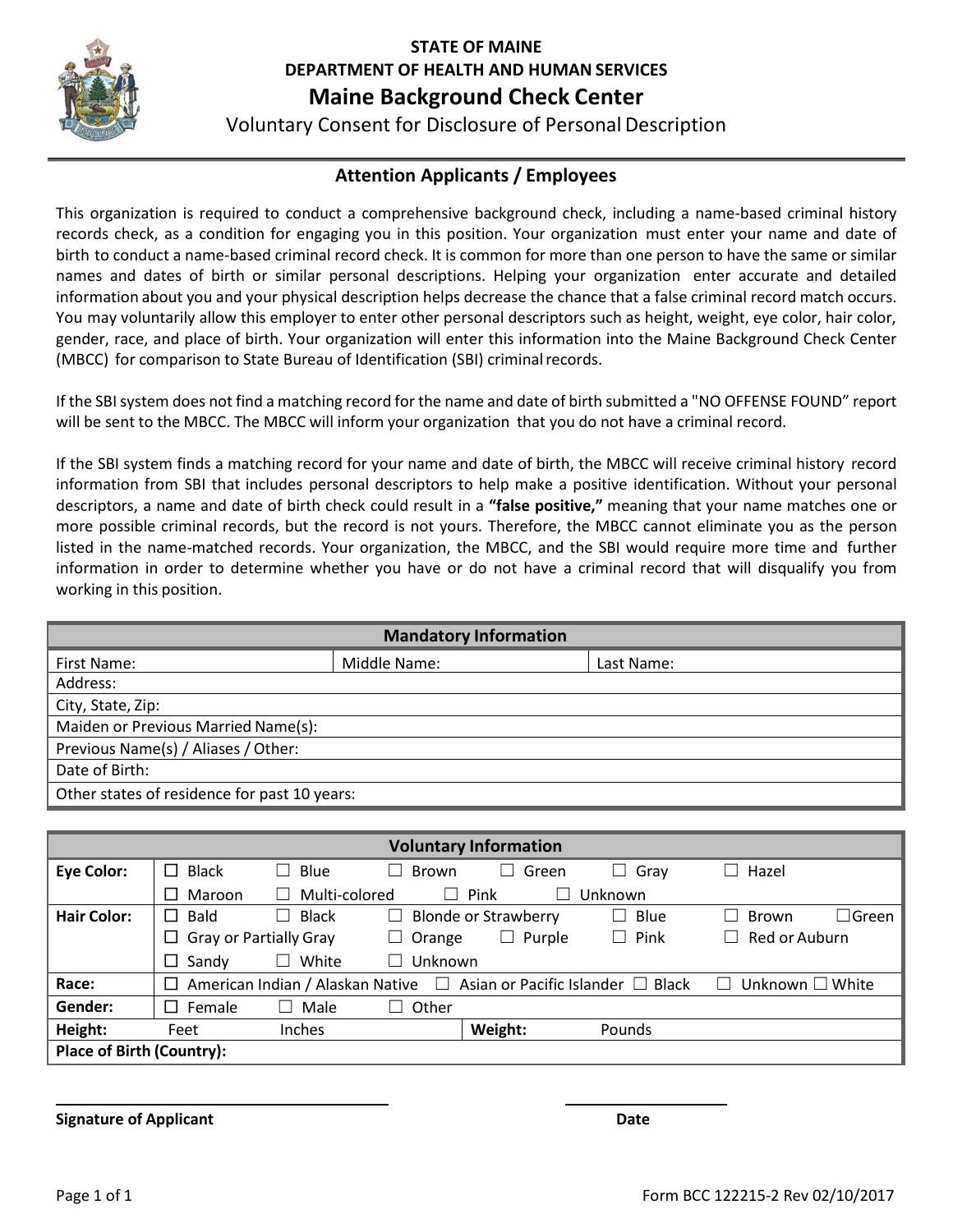**STATE OF MAINE**
**DEPARTMENT OF HEALTH AND HUMAN SERVICES**

# Maine Background Check Center

Voluntary Consent for Disclosure of Personal Description

## Attention Applicants / Employees

This organization is required to conduct a comprehensive background check, including a name-based criminal history records check, as a condition for engaging you in this position. Your organization must enter your name and date of birth to conduct a name-based criminal record check. It is common for more than one person to have the same or similar names and dates of birth or similar personal descriptions. Helping your organization enter accurate and detailed information about you and your physical description helps decrease the chance that a false criminal record match occurs. You may voluntarily allow this employer to enter other personal descriptors such as height, weight, eye color, hair color, gender, race, and place of birth. Your organization will enter this information into the Maine Background Check Center (MBCC) for comparison to State Bureau of Identification (SBI) criminal records.

If the SBI system does not find a matching record for the name and date of birth submitted a "NO OFFENSE FOUND" report will be sent to the MBCC. The MBCC will inform your organization that you do not have a criminal record.

If the SBI system finds a matching record for your name and date of birth, the MBCC will receive criminal history record information from SBI that includes personal descriptors to help make a positive identification. Without your personal descriptors, a name and date of birth check could result in a **"false positive,"** meaning that your name matches one or more possible criminal records, but the record is not yours. Therefore, the MBCC cannot eliminate you as the person listed in the name-matched records. Your organization, the MBCC, and the SBI would require more time and further information in order to determine whether you have or do not have a criminal record that will disqualify you from working in this position.

| Mandatory Information | | |
|---|---|---|
| First Name: | Middle Name: | Last Name: |
| Address: | | |
| City, State, Zip: | | |
| Maiden or Previous Married Name(s): | | |
| Previous Name(s) / Aliases / Other: | | |
| Date of Birth: | | |
| Other states of residence for past 10 years: | | |

| Voluntary Information | | | |
|---|---|---|---|
| **Eye Color:** | ☐ Black ☐ Blue ☐ Brown ☐ Green ☐ Gray ☐ Hazel ☐ Maroon ☐ Multi-colored ☐ Pink ☐ Unknown | | |
| **Hair Color:** | ☐ Bald ☐ Black ☐ Blonde or Strawberry ☐ Blue ☐ Brown ☐ Green ☐ Gray or Partially Gray ☐ Orange ☐ Purple ☐ Pink ☐ Red or Auburn ☐ Sandy ☐ White ☐ Unknown | | |
| **Race:** | ☐ American Indian / Alaskan Native ☐ Asian or Pacific Islander ☐ Black ☐ Unknown ☐ White | | |
| **Gender:** | ☐ Female ☐ Male ☐ Other | | |
| **Height:** | Feet Inches | **Weight:** | Pounds |
| **Place of Birth (Country):** | | | |

**Signature of Applicant** ____________________ **Date** ____________

Form BCC 122215-2 Rev 02/10/2017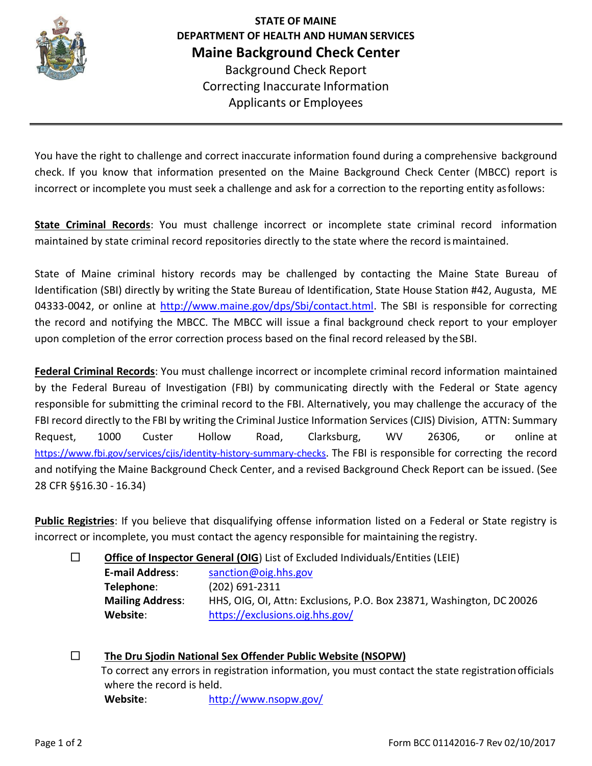**STATE OF MAINE**
**DEPARTMENT OF HEALTH AND HUMAN SERVICES**

# Maine Background Check Center

Background Check Report
Correcting Inaccurate Information
Applicants or Employees

---

You have the right to challenge and correct inaccurate information found during a comprehensive background check. If you know that information presented on the Maine Background Check Center (MBCC) report is incorrect or incomplete you must seek a challenge and ask for a correction to the reporting entity as follows:

**State Criminal Records**: You must challenge incorrect or incomplete state criminal record information maintained by state criminal record repositories directly to the state where the record is maintained.

State of Maine criminal history records may be challenged by contacting the Maine State Bureau of Identification (SBI) directly by writing the State Bureau of Identification, State House Station #42, Augusta, ME 04333-0042, or online at http://www.maine.gov/dps/Sbi/contact.html. The SBI is responsible for correcting the record and notifying the MBCC. The MBCC will issue a final background check report to your employer upon completion of the error correction process based on the final record released by the SBI.

**Federal Criminal Records**: You must challenge incorrect or incomplete criminal record information maintained by the Federal Bureau of Investigation (FBI) by communicating directly with the Federal or State agency responsible for submitting the criminal record to the FBI. Alternatively, you may challenge the accuracy of the FBI record directly to the FBI by writing the Criminal Justice Information Services (CJIS) Division, ATTN: Summary Request, 1000 Custer Hollow Road, Clarksburg, WV 26306, or online at https://www.fbi.gov/services/cjis/identity-history-summary-checks. The FBI is responsible for correcting the record and notifying the Maine Background Check Center, and a revised Background Check Report can be issued. (See 28 CFR §§16.30 - 16.34)

**Public Registries**: If you believe that disqualifying offense information listed on a Federal or State registry is incorrect or incomplete, you must contact the agency responsible for maintaining the registry.

- ☐ **Office of Inspector General (OIG)** List of Excluded Individuals/Entities (LEIE)
  - **E-mail Address**: sanction@oig.hhs.gov
  - **Telephone**: (202) 691-2311
  - **Mailing Address**: HHS, OIG, OI, Attn: Exclusions, P.O. Box 23871, Washington, DC 20026
  - **Website**: https://exclusions.oig.hhs.gov/

- ☐ **The Dru Sjodin National Sex Offender Public Website (NSOPW)**
  To correct any errors in registration information, you must contact the state registration officials where the record is held.
  - **Website**: http://www.nsopw.gov/

Form BCC 01142016-7 Rev 02/10/2017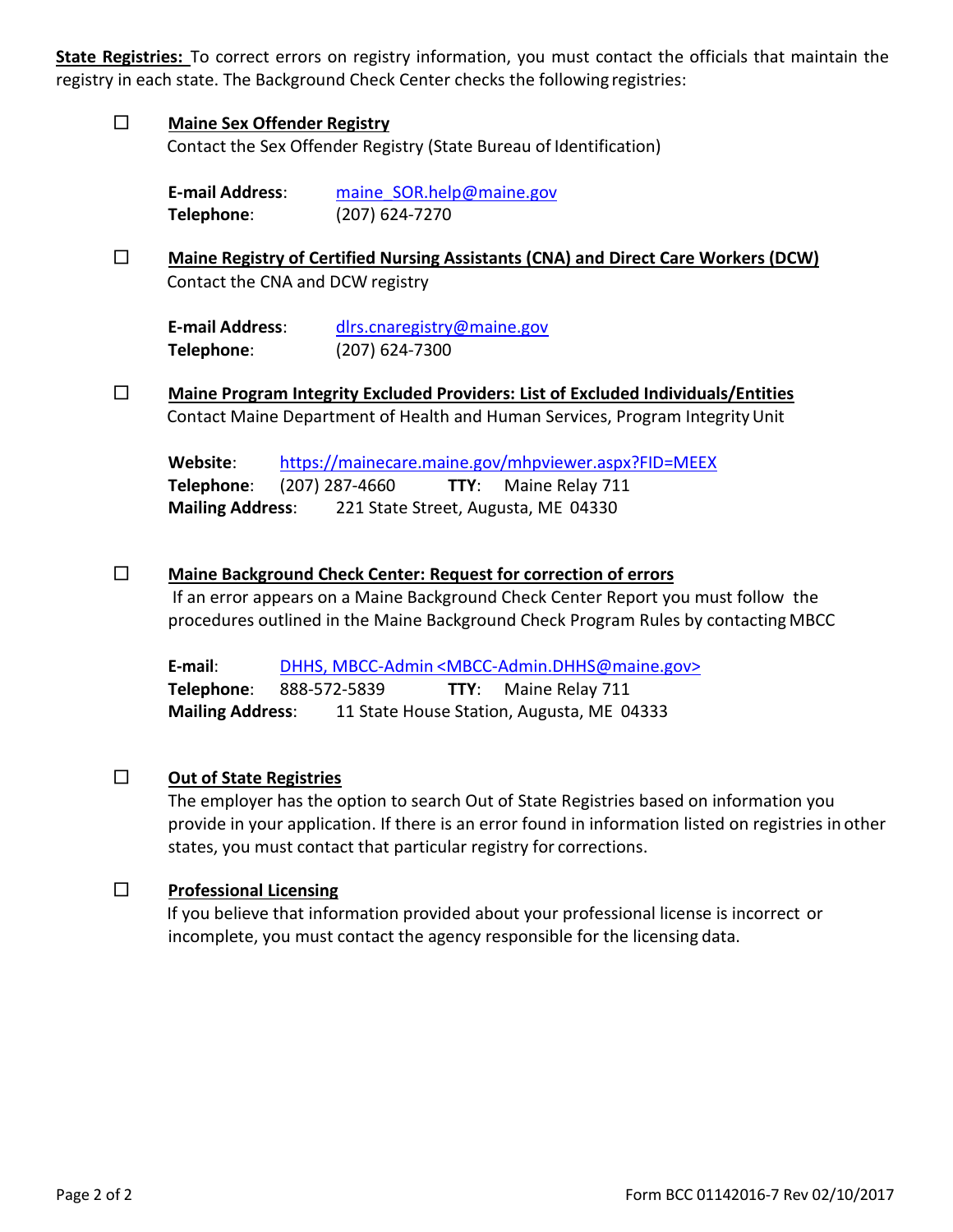**State Registries:** To correct errors on registry information, you must contact the officials that maintain the registry in each state. The Background Check Center checks the following registries:

- ☐ **Maine Sex Offender Registry**
  Contact the Sex Offender Registry (State Bureau of Identification)

  **E-mail Address**: maine_SOR.help@maine.gov
  **Telephone**: (207) 624-7270

- ☐ **Maine Registry of Certified Nursing Assistants (CNA) and Direct Care Workers (DCW)**
  Contact the CNA and DCW registry

  **E-mail Address**: dlrs.cnaregistry@maine.gov
  **Telephone**: (207) 624-7300

- ☐ **Maine Program Integrity Excluded Providers: List of Excluded Individuals/Entities**
  Contact Maine Department of Health and Human Services, Program Integrity Unit

  **Website**: https://mainecare.maine.gov/mhpviewer.aspx?FID=MEEX
  **Telephone**: (207) 287-4660 **TTY**: Maine Relay 711
  **Mailing Address**: 221 State Street, Augusta, ME 04330

- ☐ **Maine Background Check Center: Request for correction of errors**
  If an error appears on a Maine Background Check Center Report you must follow the procedures outlined in the Maine Background Check Program Rules by contacting MBCC

  **E-mail**: DHHS, MBCC-Admin <MBCC-Admin.DHHS@maine.gov>
  **Telephone**: 888-572-5839 **TTY**: Maine Relay 711
  **Mailing Address**: 11 State House Station, Augusta, ME 04333

- ☐ **Out of State Registries**
  The employer has the option to search Out of State Registries based on information you provide in your application. If there is an error found in information listed on registries in other states, you must contact that particular registry for corrections.

- ☐ **Professional Licensing**
  If you believe that information provided about your professional license is incorrect or incomplete, you must contact the agency responsible for the licensing data.

Form BCC 01142016-7 Rev 02/10/2017